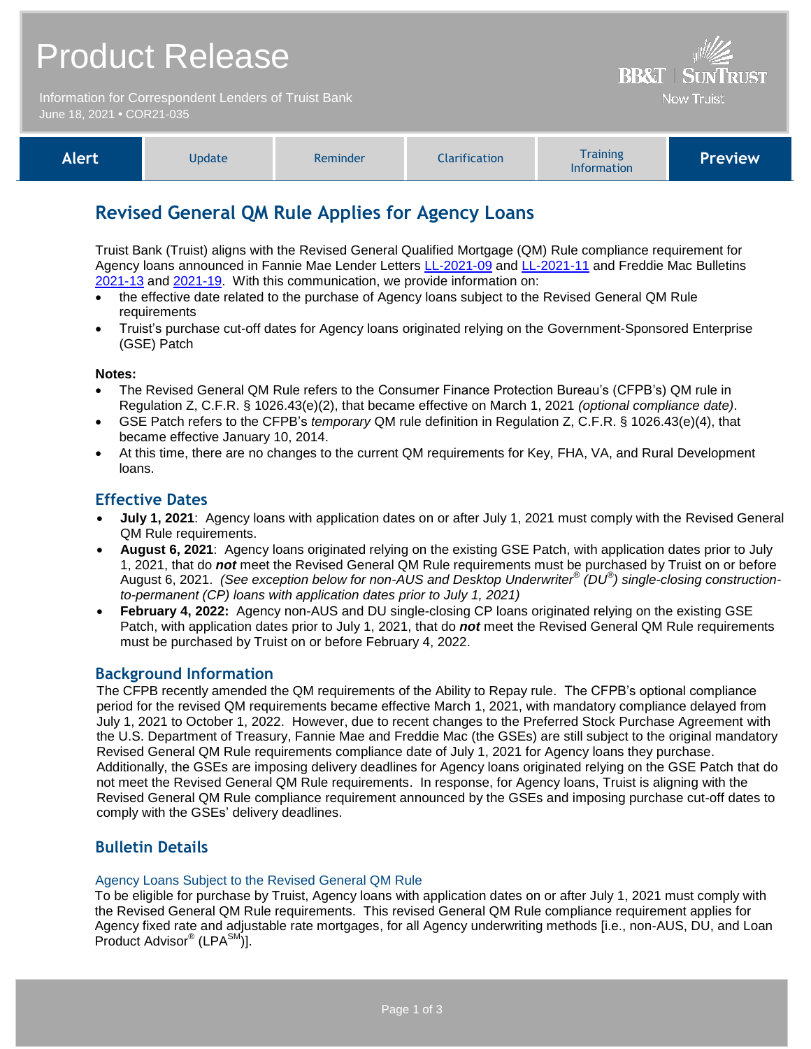# Product Release

Information for Correspondent Lenders of Truist Bank
June 18, 2021 • COR21-035

| Alert | Update | Reminder | Clarification | Training Information | Preview |
|---|---|---|---|---|---|

## Revised General QM Rule Applies for Agency Loans

Truist Bank (Truist) aligns with the Revised General Qualified Mortgage (QM) Rule compliance requirement for Agency loans announced in Fannie Mae Lender Letters LL-2021-09 and LL-2021-11 and Freddie Mac Bulletins 2021-13 and 2021-19. With this communication, we provide information on:

- the effective date related to the purchase of Agency loans subject to the Revised General QM Rule requirements
- Truist's purchase cut-off dates for Agency loans originated relying on the Government-Sponsored Enterprise (GSE) Patch

**Notes:**

- The Revised General QM Rule refers to the Consumer Finance Protection Bureau's (CFPB's) QM rule in Regulation Z, C.F.R. § 1026.43(e)(2), that became effective on March 1, 2021 *(optional compliance date)*.
- GSE Patch refers to the CFPB's *temporary* QM rule definition in Regulation Z, C.F.R. § 1026.43(e)(4), that became effective January 10, 2014.
- At this time, there are no changes to the current QM requirements for Key, FHA, VA, and Rural Development loans.

### Effective Dates

- **July 1, 2021**: Agency loans with application dates on or after July 1, 2021 must comply with the Revised General QM Rule requirements.
- **August 6, 2021**: Agency loans originated relying on the existing GSE Patch, with application dates prior to July 1, 2021, that do ***not*** meet the Revised General QM Rule requirements must be purchased by Truist on or before August 6, 2021. *(See exception below for non-AUS and Desktop Underwriter® (DU®) single-closing construction-to-permanent (CP) loans with application dates prior to July 1, 2021)*
- **February 4, 2022:** Agency non-AUS and DU single-closing CP loans originated relying on the existing GSE Patch, with application dates prior to July 1, 2021, that do ***not*** meet the Revised General QM Rule requirements must be purchased by Truist on or before February 4, 2022.

### Background Information

The CFPB recently amended the QM requirements of the Ability to Repay rule. The CFPB's optional compliance period for the revised QM requirements became effective March 1, 2021, with mandatory compliance delayed from July 1, 2021 to October 1, 2022. However, due to recent changes to the Preferred Stock Purchase Agreement with the U.S. Department of Treasury, Fannie Mae and Freddie Mac (the GSEs) are still subject to the original mandatory Revised General QM Rule requirements compliance date of July 1, 2021 for Agency loans they purchase. Additionally, the GSEs are imposing delivery deadlines for Agency loans originated relying on the GSE Patch that do not meet the Revised General QM Rule requirements. In response, for Agency loans, Truist is aligning with the Revised General QM Rule compliance requirement announced by the GSEs and imposing purchase cut-off dates to comply with the GSEs' delivery deadlines.

## Bulletin Details

#### Agency Loans Subject to the Revised General QM Rule

To be eligible for purchase by Truist, Agency loans with application dates on or after July 1, 2021 must comply with the Revised General QM Rule requirements. This revised General QM Rule compliance requirement applies for Agency fixed rate and adjustable rate mortgages, for all Agency underwriting methods [i.e., non-AUS, DU, and Loan Product Advisor® (LPA℠)].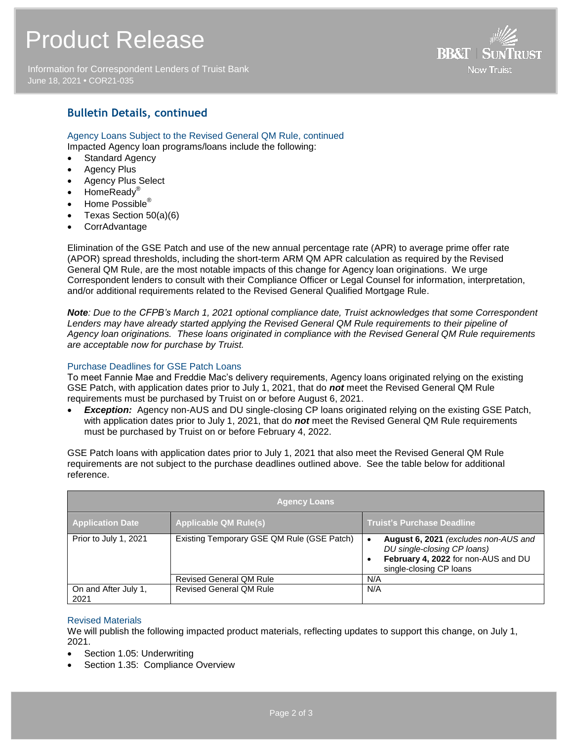## Bulletin Details, continued

### Agency Loans Subject to the Revised General QM Rule, continued

Impacted Agency loan programs/loans include the following:

- Standard Agency
- Agency Plus
- Agency Plus Select
- HomeReady®
- Home Possible®
- Texas Section 50(a)(6)
- CorrAdvantage

Elimination of the GSE Patch and use of the new annual percentage rate (APR) to average prime offer rate (APOR) spread thresholds, including the short-term ARM QM APR calculation as required by the Revised General QM Rule, are the most notable impacts of this change for Agency loan originations. We urge Correspondent lenders to consult with their Compliance Officer or Legal Counsel for information, interpretation, and/or additional requirements related to the Revised General Qualified Mortgage Rule.

***Note****: Due to the CFPB's March 1, 2021 optional compliance date, Truist acknowledges that some Correspondent Lenders may have already started applying the Revised General QM Rule requirements to their pipeline of Agency loan originations. These loans originated in compliance with the Revised General QM Rule requirements are acceptable now for purchase by Truist.*

### Purchase Deadlines for GSE Patch Loans

To meet Fannie Mae and Freddie Mac's delivery requirements, Agency loans originated relying on the existing GSE Patch, with application dates prior to July 1, 2021, that do ***not*** meet the Revised General QM Rule requirements must be purchased by Truist on or before August 6, 2021.

- ***Exception:*** Agency non-AUS and DU single-closing CP loans originated relying on the existing GSE Patch, with application dates prior to July 1, 2021, that do ***not*** meet the Revised General QM Rule requirements must be purchased by Truist on or before February 4, 2022.

GSE Patch loans with application dates prior to July 1, 2021 that also meet the Revised General QM Rule requirements are not subject to the purchase deadlines outlined above. See the table below for additional reference.

| Agency Loans | | |
|---|---|---|
| **Application Date** | **Applicable QM Rule(s)** | **Truist's Purchase Deadline** |
| Prior to July 1, 2021 | Existing Temporary GSE QM Rule (GSE Patch) | • **August 6, 2021** *(excludes non-AUS and DU single-closing CP loans)*<br>• **February 4, 2022** for non-AUS and DU single-closing CP loans |
| | Revised General QM Rule | N/A |
| On and After July 1, 2021 | Revised General QM Rule | N/A |

### Revised Materials

We will publish the following impacted product materials, reflecting updates to support this change, on July 1, 2021.

- Section 1.05: Underwriting
- Section 1.35: Compliance Overview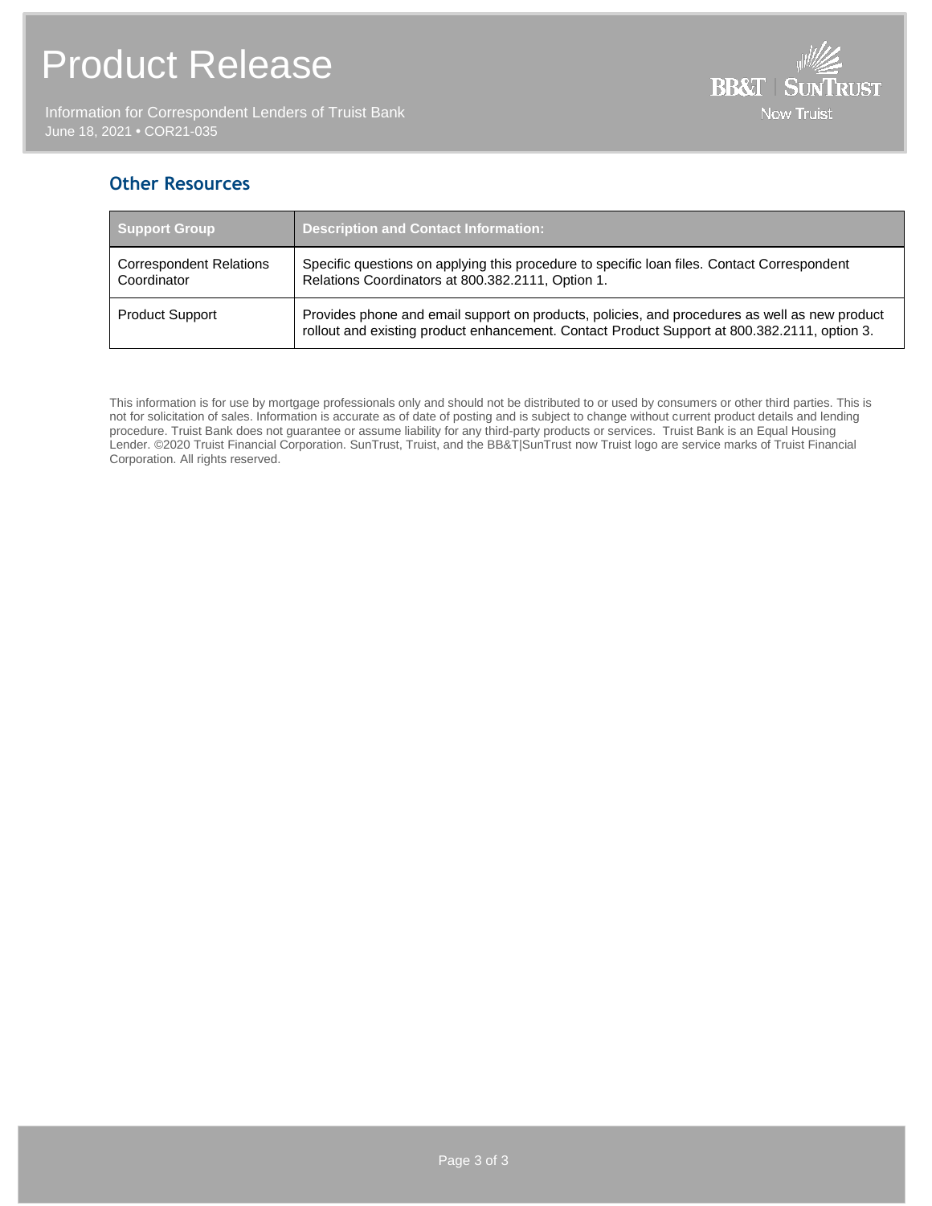## Other Resources

| Support Group | Description and Contact Information: |
|---|---|
| Correspondent Relations Coordinator | Specific questions on applying this procedure to specific loan files. Contact Correspondent Relations Coordinators at 800.382.2111, Option 1. |
| Product Support | Provides phone and email support on products, policies, and procedures as well as new product rollout and existing product enhancement. Contact Product Support at 800.382.2111, option 3. |

This information is for use by mortgage professionals only and should not be distributed to or used by consumers or other third parties. This is not for solicitation of sales. Information is accurate as of date of posting and is subject to change without current product details and lending procedure. Truist Bank does not guarantee or assume liability for any third-party products or services. Truist Bank is an Equal Housing Lender. ©2020 Truist Financial Corporation. SunTrust, Truist, and the BB&T|SunTrust now Truist logo are service marks of Truist Financial Corporation. All rights reserved.